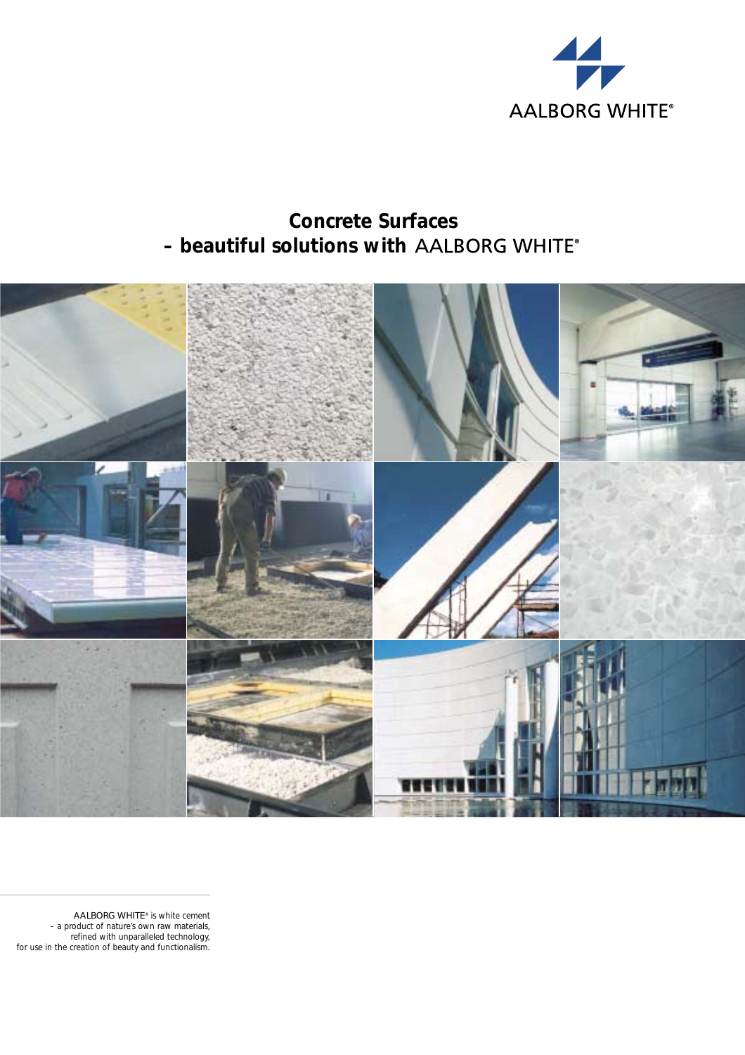AALBORG WHITE®

# Concrete Surfaces
# – beautiful solutions with AALBORG WHITE®

AALBORG WHITE® is white cement
– a product of nature's own raw materials,
refined with unparalleled technology,
for use in the creation of beauty and functionalism.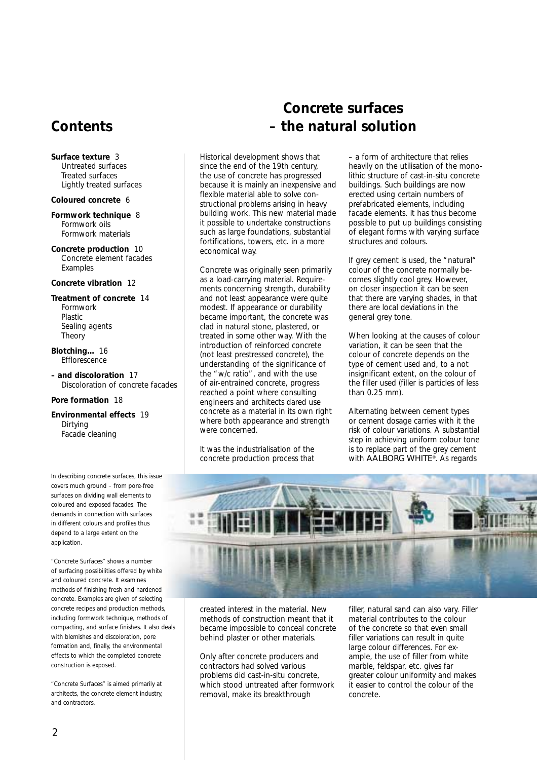# Contents

**Surface texture** 3
- Untreated surfaces
- Treated surfaces
- Lightly treated surfaces

**Coloured concrete** 6

**Formwork technique** 8
- Formwork oils
- Formwork materials

**Concrete production** 10
- Concrete element facades
- Examples

**Concrete vibration** 12

**Treatment of concrete** 14
- Formwork
- Plastic
- Sealing agents
- Theory

**Blotching...** 16
- Efflorescence

**– and discoloration** 17
- Discoloration of concrete facades

**Pore formation** 18

**Environmental effects** 19
- Dirtying
- Facade cleaning

In describing concrete surfaces, this issue covers much ground – from pore-free surfaces on dividing wall elements to coloured and exposed facades. The demands in connection with surfaces in different colours and profiles thus depend to a large extent on the application.

"Concrete Surfaces" shows a number of surfacing possibilities offered by white and coloured concrete. It examines methods of finishing fresh and hardened concrete. Examples are given of selecting concrete recipes and production methods, including formwork technique, methods of compacting, and surface finishes. It also deals with blemishes and discoloration, pore formation and, finally, the environmental effects to which the completed concrete construction is exposed.

"Concrete Surfaces" is aimed primarily at architects, the concrete element industry, and contractors.

# Concrete surfaces – the natural solution

Historical development shows that since the end of the 19th century, the use of concrete has progressed because it is mainly an inexpensive and flexible material able to solve constructional problems arising in heavy building work. This new material made it possible to undertake constructions such as large foundations, substantial fortifications, towers, etc. in a more economical way.

Concrete was originally seen primarily as a load-carrying material. Requirements concerning strength, durability and not least appearance were quite modest. If appearance or durability became important, the concrete was clad in natural stone, plastered, or treated in some other way. With the introduction of reinforced concrete (not least prestressed concrete), the understanding of the significance of the "w/c ratio", and with the use of air-entrained concrete, progress reached a point where consulting engineers and architects dared use concrete as a material in its own right where both appearance and strength were concerned.

It was the industrialisation of the concrete production process that created interest in the material. New methods of construction meant that it became impossible to conceal concrete behind plaster or other materials.

Only after concrete producers and contractors had solved various problems did cast-in-situ concrete, which stood untreated after formwork removal, make its breakthrough – a form of architecture that relies heavily on the utilisation of the monolithic structure of cast-in-situ concrete buildings. Such buildings are now erected using certain numbers of prefabricated elements, including facade elements. It has thus become possible to put up buildings consisting of elegant forms with varying surface structures and colours.

If grey cement is used, the "natural" colour of the concrete normally becomes slightly cool grey. However, on closer inspection it can be seen that there are varying shades, in that there are local deviations in the general grey tone.

When looking at the causes of colour variation, it can be seen that the colour of concrete depends on the type of cement used and, to a not insignificant extent, on the colour of the filler used (filler is particles of less than 0.25 mm).

Alternating between cement types or cement dosage carries with it the risk of colour variations. A substantial step in achieving uniform colour tone is to replace part of the grey cement with AALBORG WHITE®. As regards filler, natural sand can also vary. Filler material contributes to the colour of the concrete so that even small filler variations can result in quite large colour differences. For example, the use of filler from white marble, feldspar, etc. gives far greater colour uniformity and makes it easier to control the colour of the concrete.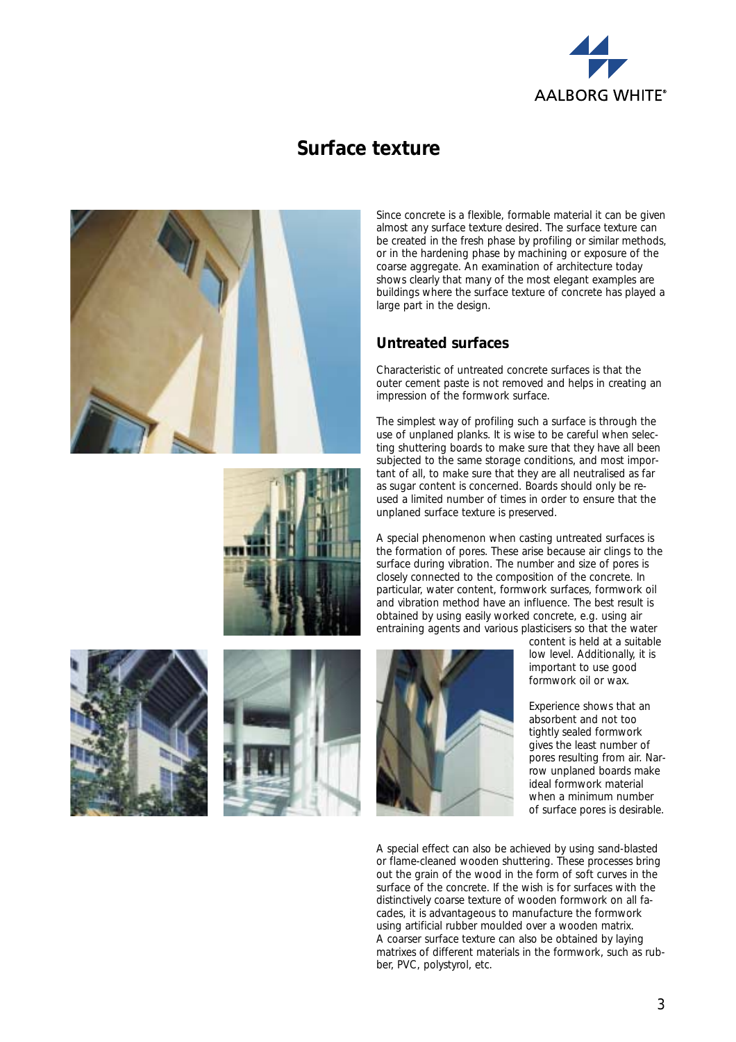# Surface texture

Since concrete is a flexible, formable material it can be given almost any surface texture desired. The surface texture can be created in the fresh phase by profiling or similar methods, or in the hardening phase by machining or exposure of the coarse aggregate. An examination of architecture today shows clearly that many of the most elegant examples are buildings where the surface texture of concrete has played a large part in the design.

## Untreated surfaces

Characteristic of untreated concrete surfaces is that the outer cement paste is not removed and helps in creating an impression of the formwork surface.

The simplest way of profiling such a surface is through the use of unplaned planks. It is wise to be careful when selecting shuttering boards to make sure that they have all been subjected to the same storage conditions, and most important of all, to make sure that they are all neutralised as far as sugar content is concerned. Boards should only be re-used a limited number of times in order to ensure that the unplaned surface texture is preserved.

A special phenomenon when casting untreated surfaces is the formation of pores. These arise because air clings to the surface during vibration. The number and size of pores is closely connected to the composition of the concrete. In particular, water content, formwork surfaces, formwork oil and vibration method have an influence. The best result is obtained by using easily worked concrete, e.g. using air entraining agents and various plasticisers so that the water content is held at a suitable low level. Additionally, it is important to use good formwork oil or wax.

Experience shows that an absorbent and not too tightly sealed formwork gives the least number of pores resulting from air. Narrow unplaned boards make ideal formwork material when a minimum number of surface pores is desirable.

A special effect can also be achieved by using sand-blasted or flame-cleaned wooden shuttering. These processes bring out the grain of the wood in the form of soft curves in the surface of the concrete. If the wish is for surfaces with the distinctively coarse texture of wooden formwork on all facades, it is advantageous to manufacture the formwork using artificial rubber moulded over a wooden matrix.
A coarser surface texture can also be obtained by laying matrixes of different materials in the formwork, such as rubber, PVC, polystyrol, etc.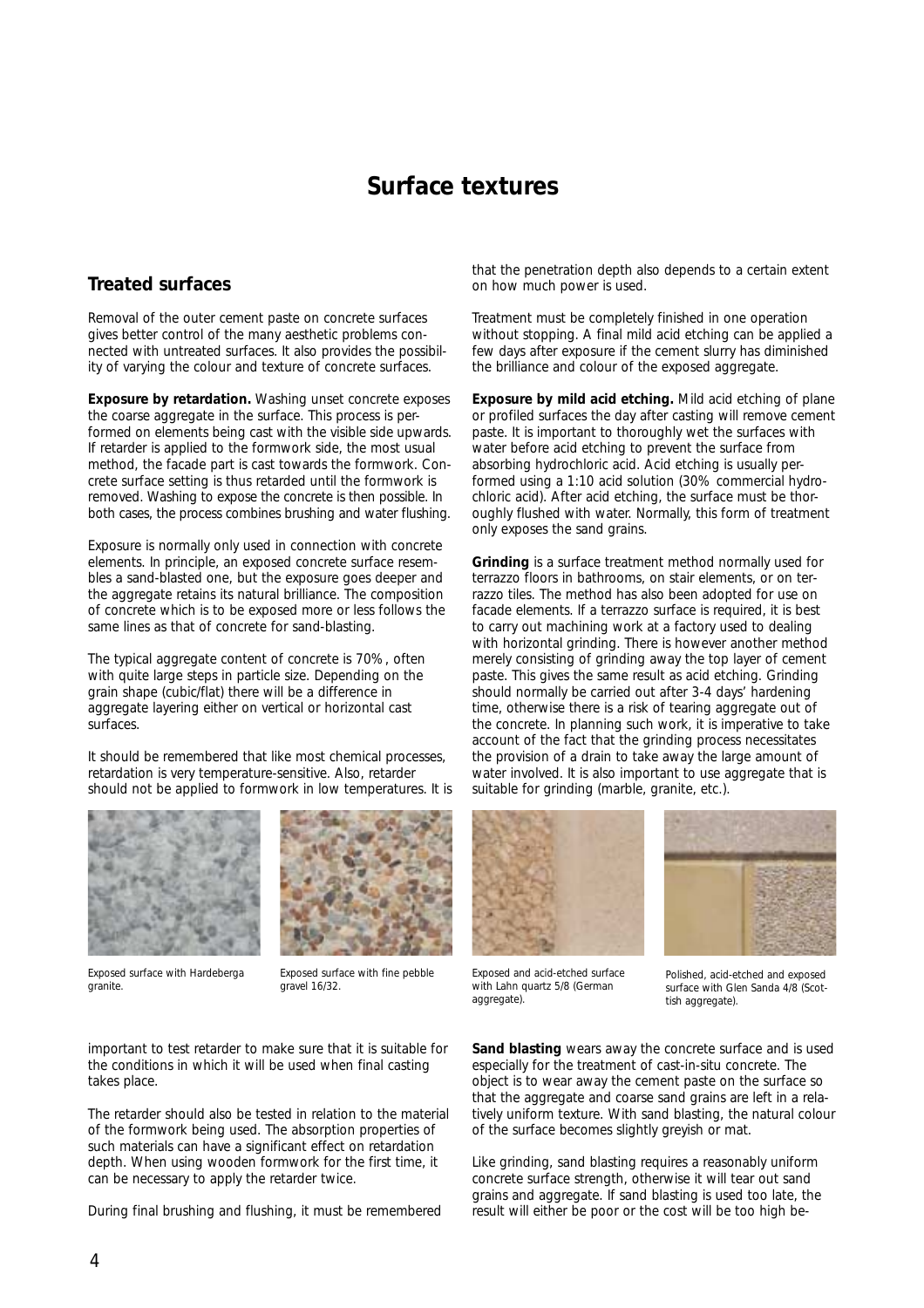# Surface textures

## Treated surfaces

Removal of the outer cement paste on concrete surfaces gives better control of the many aesthetic problems connected with untreated surfaces. It also provides the possibility of varying the colour and texture of concrete surfaces.

**Exposure by retardation.** Washing unset concrete exposes the coarse aggregate in the surface. This process is performed on elements being cast with the visible side upwards. If retarder is applied to the formwork side, the most usual method, the facade part is cast towards the formwork. Concrete surface setting is thus retarded until the formwork is removed. Washing to expose the concrete is then possible. In both cases, the process combines brushing and water flushing.

Exposure is normally only used in connection with concrete elements. In principle, an exposed concrete surface resembles a sand-blasted one, but the exposure goes deeper and the aggregate retains its natural brilliance. The composition of concrete which is to be exposed more or less follows the same lines as that of concrete for sand-blasting.

The typical aggregate content of concrete is 70%, often with quite large steps in particle size. Depending on the grain shape (cubic/flat) there will be a difference in aggregate layering either on vertical or horizontal cast surfaces.

It should be remembered that like most chemical processes, retardation is very temperature-sensitive. Also, retarder should not be applied to formwork in low temperatures. It is important to test retarder to make sure that it is suitable for the conditions in which it will be used when final casting takes place.

The retarder should also be tested in relation to the material of the formwork being used. The absorption properties of such materials can have a significant effect on retardation depth. When using wooden formwork for the first time, it can be necessary to apply the retarder twice.

During final brushing and flushing, it must be remembered that the penetration depth also depends to a certain extent on how much power is used.

Treatment must be completely finished in one operation without stopping. A final mild acid etching can be applied a few days after exposure if the cement slurry has diminished the brilliance and colour of the exposed aggregate.

**Exposure by mild acid etching.** Mild acid etching of plane or profiled surfaces the day after casting will remove cement paste. It is important to thoroughly wet the surfaces with water before acid etching to prevent the surface from absorbing hydrochloric acid. Acid etching is usually performed using a 1:10 acid solution (30% commercial hydrochloric acid). After acid etching, the surface must be thoroughly flushed with water. Normally, this form of treatment only exposes the sand grains.

**Grinding** is a surface treatment method normally used for terrazzo floors in bathrooms, on stair elements, or on terrazzo tiles. The method has also been adopted for use on facade elements. If a terrazzo surface is required, it is best to carry out machining work at a factory used to dealing with horizontal grinding. There is however another method merely consisting of grinding away the top layer of cement paste. This gives the same result as acid etching. Grinding should normally be carried out after 3-4 days' hardening time, otherwise there is a risk of tearing aggregate out of the concrete. In planning such work, it is imperative to take account of the fact that the grinding process necessitates the provision of a drain to take away the large amount of water involved. It is also important to use aggregate that is suitable for grinding (marble, granite, etc.).

Exposed surface with Hardeberga granite.

Exposed surface with fine pebble gravel 16/32.

Exposed and acid-etched surface with Lahn quartz 5/8 (German aggregate).

Polished, acid-etched and exposed surface with Glen Sanda 4/8 (Scottish aggregate).

**Sand blasting** wears away the concrete surface and is used especially for the treatment of cast-in-situ concrete. The object is to wear away the cement paste on the surface so that the aggregate and coarse sand grains are left in a relatively uniform texture. With sand blasting, the natural colour of the surface becomes slightly greyish or mat.

Like grinding, sand blasting requires a reasonably uniform concrete surface strength, otherwise it will tear out sand grains and aggregate. If sand blasting is used too late, the result will either be poor or the cost will be too high be-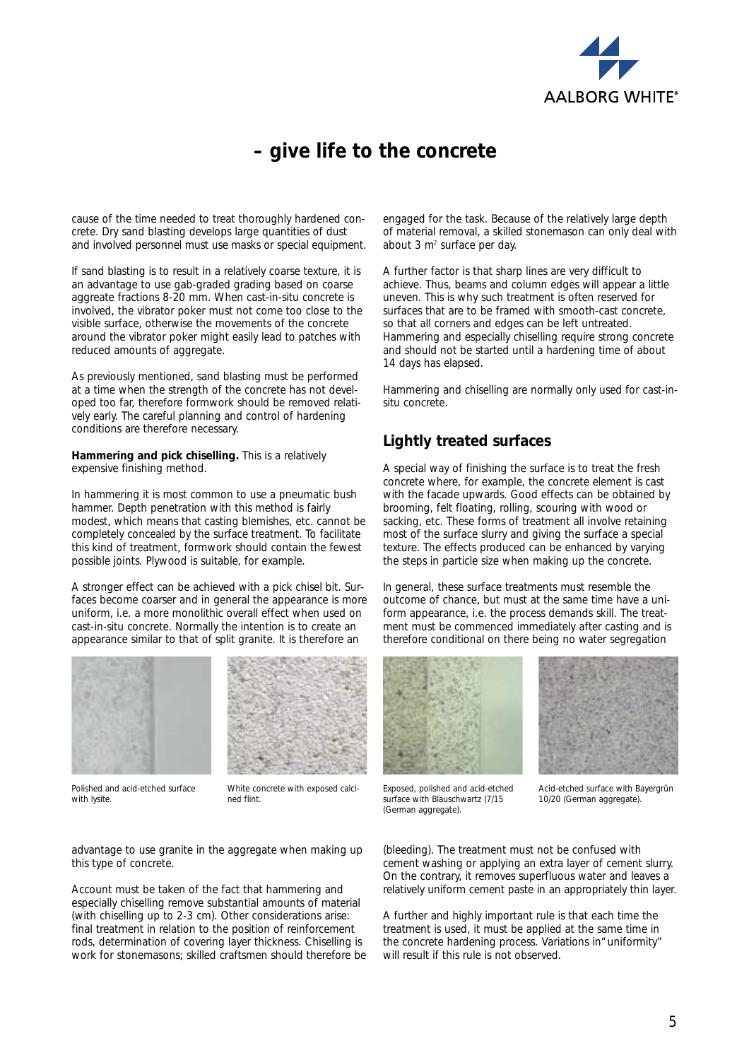## – give life to the concrete

cause of the time needed to treat thoroughly hardened concrete. Dry sand blasting develops large quantities of dust and involved personnel must use masks or special equipment.

If sand blasting is to result in a relatively coarse texture, it is an advantage to use gab-graded grading based on coarse aggreate fractions 8-20 mm. When cast-in-situ concrete is involved, the vibrator poker must not come too close to the visible surface, otherwise the movements of the concrete around the vibrator poker might easily lead to patches with reduced amounts of aggregate.

As previously mentioned, sand blasting must be performed at a time when the strength of the concrete has not developed too far, therefore formwork should be removed relatively early. The careful planning and control of hardening conditions are therefore necessary.

**Hammering and pick chiselling.** This is a relatively expensive finishing method.

In hammering it is most common to use a pneumatic bush hammer. Depth penetration with this method is fairly modest, which means that casting blemishes, etc. cannot be completely concealed by the surface treatment. To facilitate this kind of treatment, formwork should contain the fewest possible joints. Plywood is suitable, for example.

A stronger effect can be achieved with a pick chisel bit. Surfaces become coarser and in general the appearance is more uniform, i.e. a more monolithic overall effect when used on cast-in-situ concrete. Normally the intention is to create an appearance similar to that of split granite. It is therefore an advantage to use granite in the aggregate when making up this type of concrete.

Polished and acid-etched surface with lysite.

White concrete with exposed calcined flint.

Account must be taken of the fact that hammering and especially chiselling remove substantial amounts of material (with chiselling up to 2-3 cm). Other considerations arise: final treatment in relation to the position of reinforcement rods, determination of covering layer thickness. Chiselling is work for stonemasons; skilled craftsmen should therefore be engaged for the task. Because of the relatively large depth of material removal, a skilled stonemason can only deal with about 3 m$^2$ surface per day.

A further factor is that sharp lines are very difficult to achieve. Thus, beams and column edges will appear a little uneven. This is why such treatment is often reserved for surfaces that are to be framed with smooth-cast concrete, so that all corners and edges can be left untreated. Hammering and especially chiselling require strong concrete and should not be started until a hardening time of about 14 days has elapsed.

Hammering and chiselling are normally only used for cast-in-situ concrete.

### Lightly treated surfaces

A special way of finishing the surface is to treat the fresh concrete where, for example, the concrete element is cast with the facade upwards. Good effects can be obtained by brooming, felt floating, rolling, scouring with wood or sacking, etc. These forms of treatment all involve retaining most of the surface slurry and giving the surface a special texture. The effects produced can be enhanced by varying the steps in particle size when making up the concrete.

In general, these surface treatments must resemble the outcome of chance, but must at the same time have a uniform appearance, i.e. the process demands skill. The treatment must be commenced immediately after casting and is therefore conditional on there being no water segregation (bleeding). The treatment must not be confused with cement washing or applying an extra layer of cement slurry. On the contrary, it removes superfluous water and leaves a relatively uniform cement paste in an appropriately thin layer.

Exposed, polished and acid-etched surface with Blauschwartz (7/15 (German aggregate).

Acid-etched surface with Bayergrün 10/20 (German aggregate).

A further and highly important rule is that each time the treatment is used, it must be applied at the same time in the concrete hardening process. Variations in "uniformity" will result if this rule is not observed.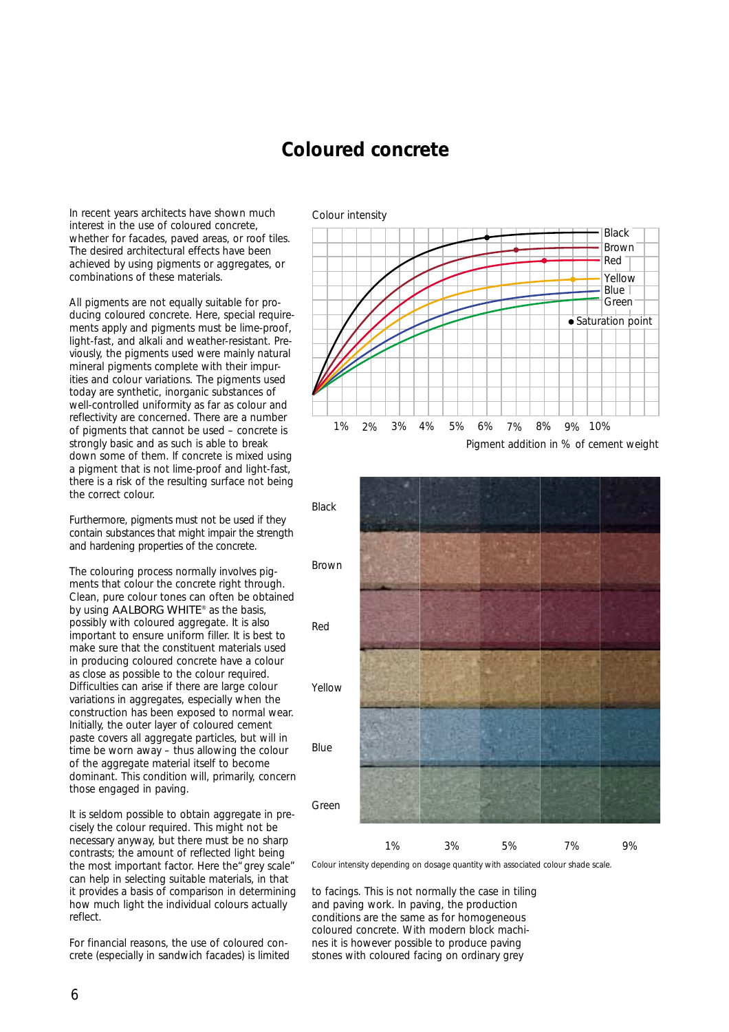# Coloured concrete

In recent years architects have shown much interest in the use of coloured concrete, whether for facades, paved areas, or roof tiles. The desired architectural effects have been achieved by using pigments or aggregates, or combinations of these materials.

All pigments are not equally suitable for producing coloured concrete. Here, special requirements apply and pigments must be lime-proof, light-fast, and alkali and weather-resistant. Previously, the pigments used were mainly natural mineral pigments complete with their impurities and colour variations. The pigments used today are synthetic, inorganic substances of well-controlled uniformity as far as colour and reflectivity are concerned. There are a number of pigments that cannot be used – concrete is strongly basic and as such is able to break down some of them. If concrete is mixed using a pigment that is not lime-proof and light-fast, there is a risk of the resulting surface not being the correct colour.

Furthermore, pigments must not be used if they contain substances that might impair the strength and hardening properties of the concrete.

The colouring process normally involves pigments that colour the concrete right through. Clean, pure colour tones can often be obtained by using AALBORG WHITE® as the basis, possibly with coloured aggregate. It is also important to ensure uniform filler. It is best to make sure that the constituent materials used in producing coloured concrete have a colour as close as possible to the colour required. Difficulties can arise if there are large colour variations in aggregates, especially when the construction has been exposed to normal wear. Initially, the outer layer of coloured cement paste covers all aggregate particles, but will in time be worn away – thus allowing the colour of the aggregate material itself to become dominant. This condition will, primarily, concern those engaged in paving.

It is seldom possible to obtain aggregate in precisely the colour required. This might not be necessary anyway, but there must be no sharp contrasts; the amount of reflected light being the most important factor. Here the"grey scale" can help in selecting suitable materials, in that it provides a basis of comparison in determining how much light the individual colours actually reflect.

For financial reasons, the use of coloured concrete (especially in sandwich facades) is limited to facings. This is not normally the case in tiling and paving work. In paving, the production conditions are the same as for homogeneous coloured concrete. With modern block machines it is however possible to produce paving stones with coloured facing on ordinary grey

Colour intensity depending on dosage quantity with associated colour shade scale.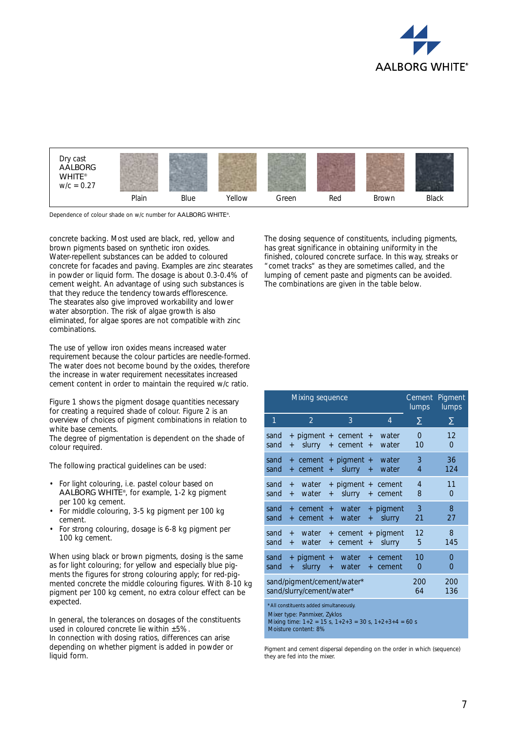| Dry cast AALBORG WHITE® w/c = 0.27 | Plain | Blue | Yellow | Green | Red | Brown | Black |
|---|---|---|---|---|---|---|---|

Dependence of colour shade on w/c number for AALBORG WHITE®.

concrete backing. Most used are black, red, yellow and brown pigments based on synthetic iron oxides.
Water-repellent substances can be added to coloured concrete for facades and paving. Examples are zinc stearates in powder or liquid form. The dosage is about 0.3-0.4% of cement weight. An advantage of using such substances is that they reduce the tendency towards efflorescence.
The stearates also give improved workability and lower water absorption. The risk of algae growth is also eliminated, for algae spores are not compatible with zinc combinations.

The use of yellow iron oxides means increased water requirement because the colour particles are needle-formed. The water does not become bound by the oxides, therefore the increase in water requirement necessitates increased cement content in order to maintain the required w/c ratio.

Figure 1 shows the pigment dosage quantities necessary for creating a required shade of colour. Figure 2 is an overview of choices of pigment combinations in relation to white base cements.
The degree of pigmentation is dependent on the shade of colour required.

The following practical guidelines can be used:

- For light colouring, i.e. pastel colour based on AALBORG WHITE®, for example, 1-2 kg pigment per 100 kg cement.
- For middle colouring, 3-5 kg pigment per 100 kg cement.
- For strong colouring, dosage is 6-8 kg pigment per 100 kg cement.

When using black or brown pigments, dosing is the same as for light colouring; for yellow and especially blue pigments the figures for strong colouring apply; for red-pigmented concrete the middle colouring figures. With 8-10 kg pigment per 100 kg cement, no extra colour effect can be expected.

In general, the tolerances on dosages of the constituents used in coloured concrete lie within ±5%.
In connection with dosing ratios, differences can arise depending on whether pigment is added in powder or liquid form.

The dosing sequence of constituents, including pigments, has great significance in obtaining uniformity in the finished, coloured concrete surface. In this way, streaks or "comet tracks" as they are sometimes called, and the lumping of cement paste and pigments can be avoided.
The combinations are given in the table below.

| Mixing sequence | | | | Cement lumps | Pigment lumps |
|---|---|---|---|---|---|
| 1 | 2 | 3 | 4 | Σ | Σ |
| sand | + pigment | + cement | + water | 0 | 12 |
| sand | + slurry | + cement | + water | 10 | 0 |
| sand | + cement | + pigment | + water | 3 | 36 |
| sand | + cement | + slurry | + water | 4 | 124 |
| sand | + water | + pigment | + cement | 4 | 11 |
| sand | + water | + slurry | + cement | 8 | 0 |
| sand | + cement | + water | + pigment | 3 | 8 |
| sand | + cement | + water | + slurry | 21 | 27 |
| sand | + water | + cement | + pigment | 12 | 8 |
| sand | + water | + cement | + slurry | 5 | 145 |
| sand | + pigment | + water | + cement | 10 | 0 |
| sand | + slurry | + water | + cement | 0 | 0 |
| sand/pigment/cement/water* | | | | 200 | 200 |
| sand/slurry/cement/water* | | | | 64 | 136 |

*All constituents added simultaneously.
Mixer type: Panmixer, Zyklos
Mixing time: 1+2 = 15 s, 1+2+3 = 30 s, 1+2+3+4 = 60 s
Moisture content: 8%

Pigment and cement dispersal depending on the order in which (sequence) they are fed into the mixer.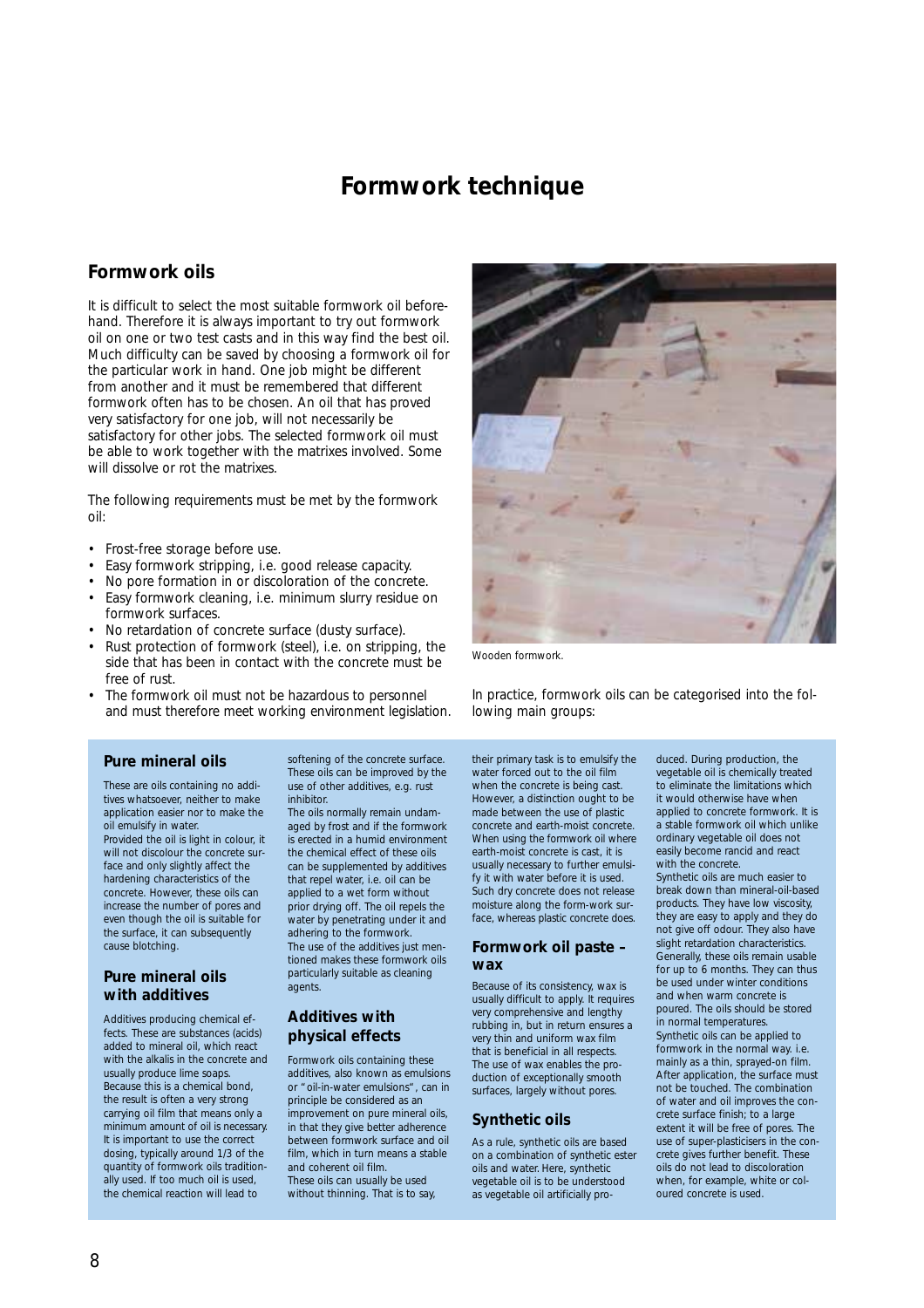# Formwork technique

## Formwork oils

It is difficult to select the most suitable formwork oil beforehand. Therefore it is always important to try out formwork oil on one or two test casts and in this way find the best oil. Much difficulty can be saved by choosing a formwork oil for the particular work in hand. One job might be different from another and it must be remembered that different formwork often has to be chosen. An oil that has proved very satisfactory for one job, will not necessarily be satisfactory for other jobs. The selected formwork oil must be able to work together with the matrixes involved. Some will dissolve or rot the matrixes.

The following requirements must be met by the formwork oil:

- Frost-free storage before use.
- Easy formwork stripping, i.e. good release capacity.
- No pore formation in or discoloration of the concrete.
- Easy formwork cleaning, i.e. minimum slurry residue on formwork surfaces.
- No retardation of concrete surface (dusty surface).
- Rust protection of formwork (steel), i.e. on stripping, the side that has been in contact with the concrete must be free of rust.
- The formwork oil must not be hazardous to personnel and must therefore meet working environment legislation.

Wooden formwork.

In practice, formwork oils can be categorised into the following main groups:

### Pure mineral oils

These are oils containing no additives whatsoever, neither to make application easier nor to make the oil emulsify in water.

Provided the oil is light in colour, it will not discolour the concrete surface and only slightly affect the hardening characteristics of the concrete. However, these oils can increase the number of pores and even though the oil is suitable for the surface, it can subsequently cause blotching.

### Pure mineral oils with additives

Additives producing chemical effects. These are substances (acids) added to mineral oil, which react with the alkalis in the concrete and usually produce lime soaps. Because this is a chemical bond, the result is often a very strong carrying oil film that means only a minimum amount of oil is necessary. It is important to use the correct dosing, typically around 1/3 of the quantity of formwork oils traditionally used. If too much oil is used, the chemical reaction will lead to softening of the concrete surface. These oils can be improved by the use of other additives, e.g. rust inhibitor.

The oils normally remain undamaged by frost and if the formwork is erected in a humid environment the chemical effect of these oils can be supplemented by additives that repel water, i.e. oil can be applied to a wet form without prior drying off. The oil repels the water by penetrating under it and adhering to the formwork.

The use of the additives just mentioned makes these formwork oils particularly suitable as cleaning agents.

### Additives with physical effects

Formwork oils containing these additives, also known as emulsions or "oil-in-water emulsions", can in principle be considered as an improvement on pure mineral oils, in that they give better adherence between formwork surface and oil film, which in turn means a stable and coherent oil film.

These oils can usually be used without thinning. That is to say, their primary task is to emulsify the water forced out to the oil film when the concrete is being cast. However, a distinction ought to be made between the use of plastic concrete and earth-moist concrete. When using the formwork oil where earth-moist concrete is cast, it is usually necessary to further emulsify it with water before it is used. Such dry concrete does not release moisture along the form-work surface, whereas plastic concrete does.

### Formwork oil paste – wax

Because of its consistency, wax is usually difficult to apply. It requires very comprehensive and lengthy rubbing in, but in return ensures a very thin and uniform wax film that is beneficial in all respects. The use of wax enables the production of exceptionally smooth surfaces, largely without pores.

### Synthetic oils

As a rule, synthetic oils are based on a combination of synthetic ester oils and water. Here, synthetic vegetable oil is to be understood as vegetable oil artificially produced. During production, the vegetable oil is chemically treated to eliminate the limitations which it would otherwise have when applied to concrete formwork. It is a stable formwork oil which unlike ordinary vegetable oil does not easily become rancid and react with the concrete.

Synthetic oils are much easier to break down than mineral-oil-based products. They have low viscosity, they are easy to apply and they do not give off odour. They also have slight retardation characteristics. Generally, these oils remain usable for up to 6 months. They can thus be used under winter conditions and when warm concrete is poured. The oils should be stored in normal temperatures.

Synthetic oils can be applied to formwork in the normal way. i.e. mainly as a thin, sprayed-on film. After application, the surface must not be touched. The combination of water and oil improves the concrete surface finish; to a large extent it will be free of pores. The use of super-plasticisers in the concrete gives further benefit. These oils do not lead to discoloration when, for example, white or coloured concrete is used.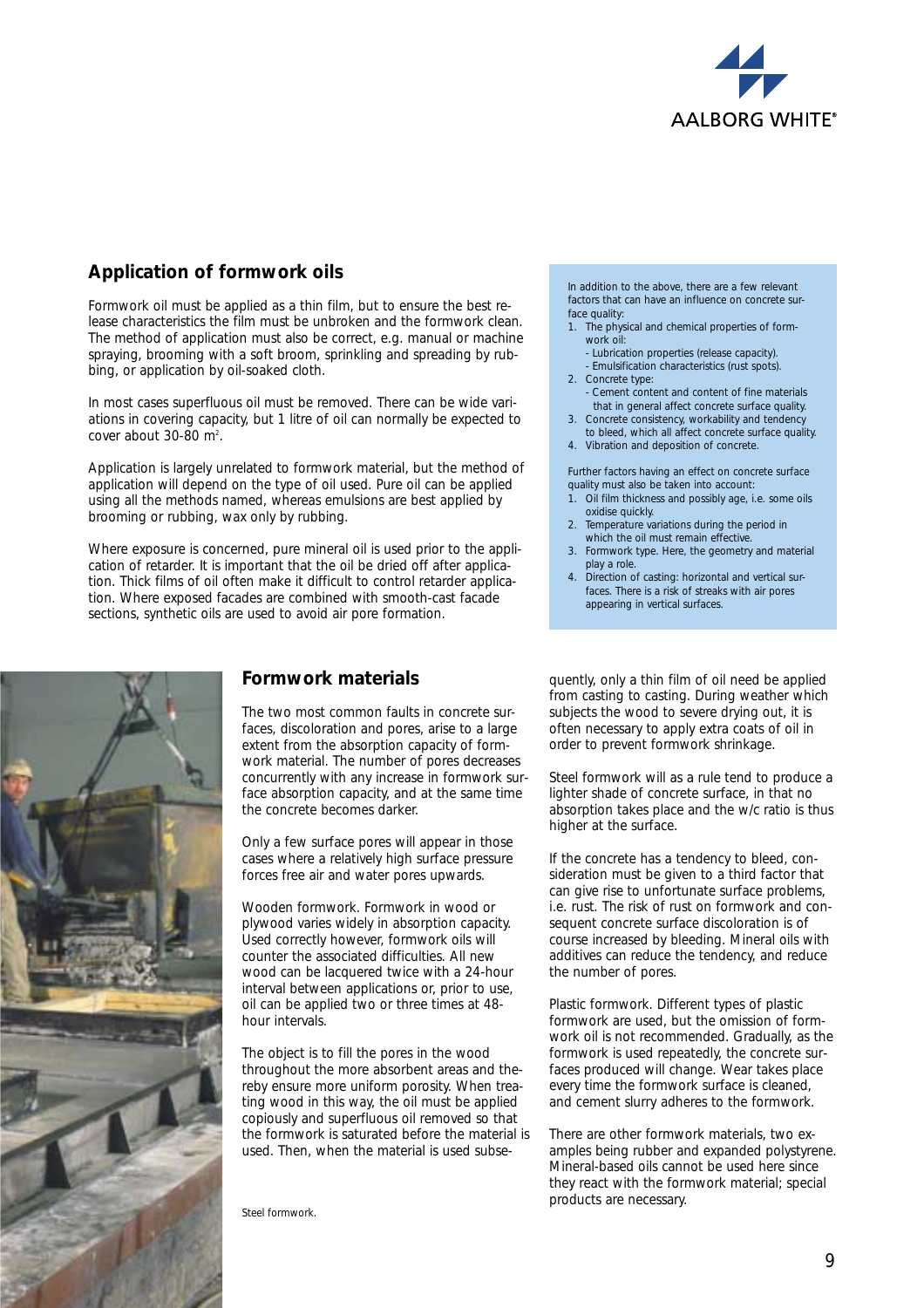## Application of formwork oils

Formwork oil must be applied as a thin film, but to ensure the best release characteristics the film must be unbroken and the formwork clean. The method of application must also be correct, e.g. manual or machine spraying, brooming with a soft broom, sprinkling and spreading by rubbing, or application by oil-soaked cloth.

In most cases superfluous oil must be removed. There can be wide variations in covering capacity, but 1 litre of oil can normally be expected to cover about 30-80 $m^2$.

Application is largely unrelated to formwork material, but the method of application will depend on the type of oil used. Pure oil can be applied using all the methods named, whereas emulsions are best applied by brooming or rubbing, wax only by rubbing.

Where exposure is concerned, pure mineral oil is used prior to the application of retarder. It is important that the oil be dried off after application. Thick films of oil often make it difficult to control retarder application. Where exposed facades are combined with smooth-cast facade sections, synthetic oils are used to avoid air pore formation.

In addition to the above, there are a few relevant factors that can have an influence on concrete surface quality:

1. The physical and chemical properties of formwork oil:
   - Lubrication properties (release capacity).
   - Emulsification characteristics (rust spots).
2. Concrete type:
   - Cement content and content of fine materials that in general affect concrete surface quality.
3. Concrete consistency, workability and tendency to bleed, which all affect concrete surface quality.
4. Vibration and deposition of concrete.

Further factors having an effect on concrete surface quality must also be taken into account:

1. Oil film thickness and possibly age, i.e. some oils oxidise quickly.
2. Temperature variations during the period in which the oil must remain effective.
3. Formwork type. Here, the geometry and material play a role.
4. Direction of casting: horizontal and vertical surfaces. There is a risk of streaks with air pores appearing in vertical surfaces.

## Formwork materials

The two most common faults in concrete surfaces, discoloration and pores, arise to a large extent from the absorption capacity of formwork material. The number of pores decreases concurrently with any increase in formwork surface absorption capacity, and at the same time the concrete becomes darker.

Only a few surface pores will appear in those cases where a relatively high surface pressure forces free air and water pores upwards.

Wooden formwork. Formwork in wood or plywood varies widely in absorption capacity. Used correctly however, formwork oils will counter the associated difficulties. All new wood can be lacquered twice with a 24-hour interval between applications or, prior to use, oil can be applied two or three times at 48-hour intervals.

The object is to fill the pores in the wood throughout the more absorbent areas and thereby ensure more uniform porosity. When treating wood in this way, the oil must be applied copiously and superfluous oil removed so that the formwork is saturated before the material is used. Then, when the material is used subsequently, only a thin film of oil need be applied from casting to casting. During weather which subjects the wood to severe drying out, it is often necessary to apply extra coats of oil in order to prevent formwork shrinkage.

Steel formwork will as a rule tend to produce a lighter shade of concrete surface, in that no absorption takes place and the w/c ratio is thus higher at the surface.

If the concrete has a tendency to bleed, consideration must be given to a third factor that can give rise to unfortunate surface problems, i.e. rust. The risk of rust on formwork and consequent concrete surface discoloration is of course increased by bleeding. Mineral oils with additives can reduce the tendency, and reduce the number of pores.

Plastic formwork. Different types of plastic formwork are used, but the omission of formwork oil is not recommended. Gradually, as the formwork is used repeatedly, the concrete surfaces produced will change. Wear takes place every time the formwork surface is cleaned, and cement slurry adheres to the formwork.

There are other formwork materials, two examples being rubber and expanded polystyrene. Mineral-based oils cannot be used here since they react with the formwork material; special products are necessary.

Steel formwork.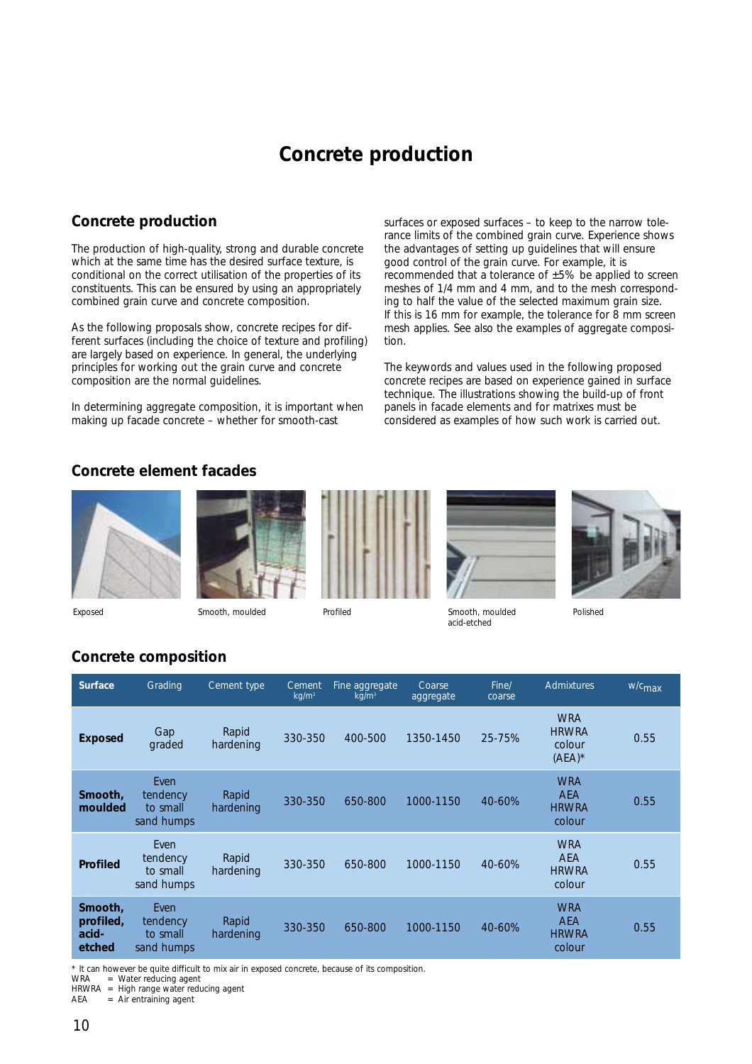# Concrete production

## Concrete production

The production of high-quality, strong and durable concrete which at the same time has the desired surface texture, is conditional on the correct utilisation of the properties of its constituents. This can be ensured by using an appropriately combined grain curve and concrete composition.

As the following proposals show, concrete recipes for different surfaces (including the choice of texture and profiling) are largely based on experience. In general, the underlying principles for working out the grain curve and concrete composition are the normal guidelines.

In determining aggregate composition, it is important when making up facade concrete – whether for smooth-cast surfaces or exposed surfaces – to keep to the narrow tolerance limits of the combined grain curve. Experience shows the advantages of setting up guidelines that will ensure good control of the grain curve. For example, it is recommended that a tolerance of ±5% be applied to screen meshes of 1/4 mm and 4 mm, and to the mesh corresponding to half the value of the selected maximum grain size. If this is 16 mm for example, the tolerance for 8 mm screen mesh applies. See also the examples of aggregate composition.

The keywords and values used in the following proposed concrete recipes are based on experience gained in surface technique. The illustrations showing the build-up of front panels in facade elements and for matrixes must be considered as examples of how such work is carried out.

## Concrete element facades

Exposed

Smooth, moulded

Profiled

Smooth, moulded acid-etched

Polished

## Concrete composition

| Surface | Grading | Cement type | Cement kg/m³ | Fine aggregate kg/m³ | Coarse aggregate | Fine/ coarse | Admixtures | $w/c_{max}$ |
|---|---|---|---|---|---|---|---|---|
| **Exposed** | Gap graded | Rapid hardening | 330-350 | 400-500 | 1350-1450 | 25-75% | WRA HRWRA colour (AEA)* | 0.55 |
| **Smooth, moulded** | Even tendency to small sand humps | Rapid hardening | 330-350 | 650-800 | 1000-1150 | 40-60% | WRA AEA HRWRA colour | 0.55 |
| **Profiled** | Even tendency to small sand humps | Rapid hardening | 330-350 | 650-800 | 1000-1150 | 40-60% | WRA AEA HRWRA colour | 0.55 |
| **Smooth, profiled, acid-etched** | Even tendency to small sand humps | Rapid hardening | 330-350 | 650-800 | 1000-1150 | 40-60% | WRA AEA HRWRA colour | 0.55 |

\* It can however be quite difficult to mix air in exposed concrete, because of its composition.

WRA = Water reducing agent

HRWRA = High range water reducing agent

AEA = Air entraining agent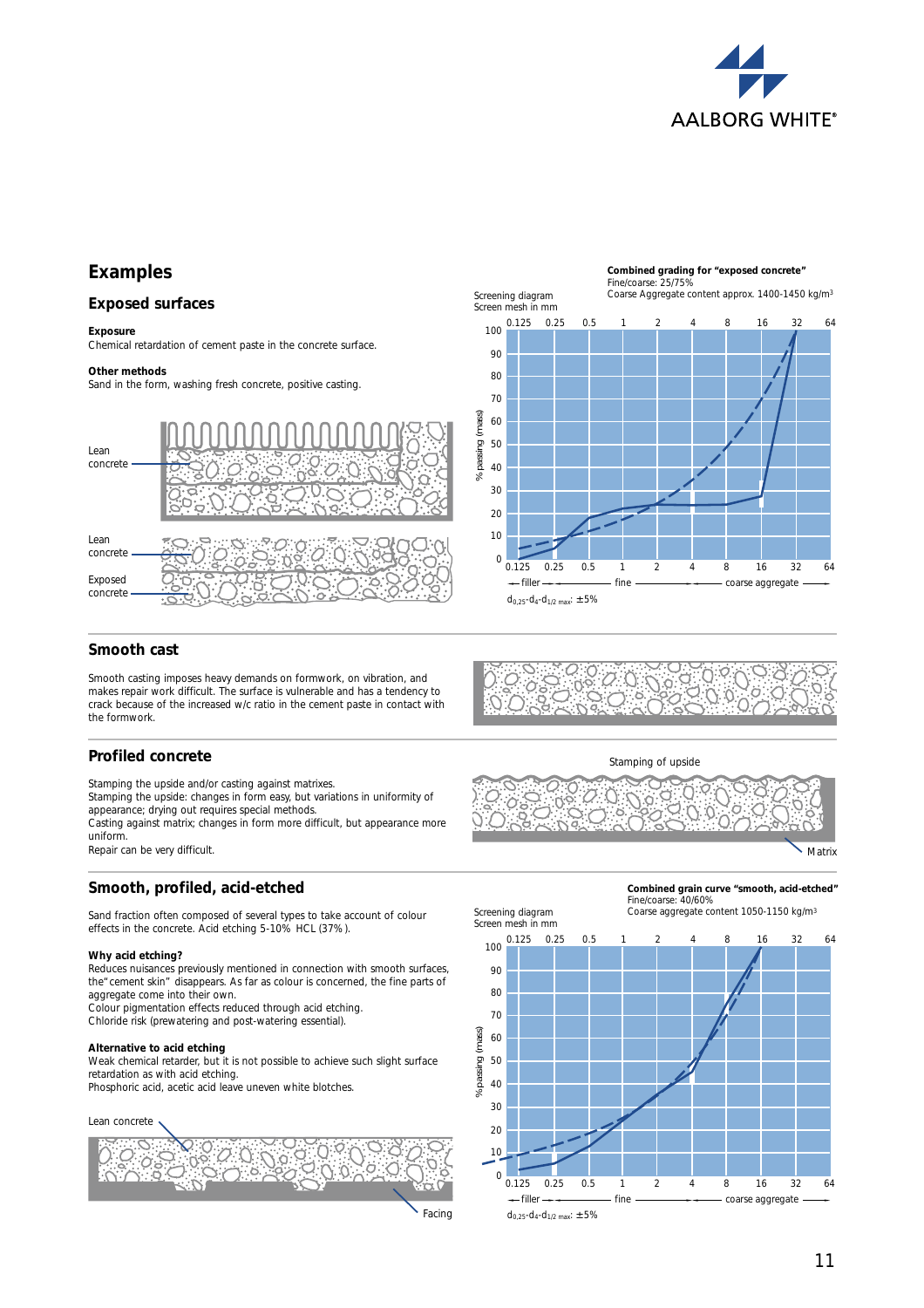## Examples

### Exposed surfaces

**Exposure**
Chemical retardation of cement paste in the concrete surface.

**Other methods**
Sand in the form, washing fresh concrete, positive casting.

Lean concrete

Lean concrete

Exposed concrete

Screening diagram
Screen mesh in mm

**Combined grading for "exposed concrete"**
Fine/coarse: 25/75%
Coarse Aggregate content approx. 1400-1450 kg/m³

% passing (mass)

← filler → ← fine → ← coarse aggregate →

$d_{0,25}$-$d_4$-$d_{1/2\ max}$: ±5%

### Smooth cast

Smooth casting imposes heavy demands on formwork, on vibration, and makes repair work difficult. The surface is vulnerable and has a tendency to crack because of the increased w/c ratio in the cement paste in contact with the formwork.

### Profiled concrete

Stamping the upside and/or casting against matrixes.
Stamping the upside: changes in form easy, but variations in uniformity of appearance; drying out requires special methods.
Casting against matrix; changes in form more difficult, but appearance more uniform.
Repair can be very difficult.

Stamping of upside

Matrix

### Smooth, profiled, acid-etched

Sand fraction often composed of several types to take account of colour effects in the concrete. Acid etching 5-10% HCL (37%).

**Why acid etching?**
Reduces nuisances previously mentioned in connection with smooth surfaces, the "cement skin" disappears. As far as colour is concerned, the fine parts of aggregate come into their own.
Colour pigmentation effects reduced through acid etching.
Chloride risk (prewatering and post-watering essential).

**Alternative to acid etching**
Weak chemical retarder, but it is not possible to achieve such slight surface retardation as with acid etching.
Phosphoric acid, acetic acid leave uneven white blotches.

Lean concrete

Facing

Screening diagram
Screen mesh in mm

**Combined grain curve "smooth, acid-etched"**
Fine/coarse: 40/60%
Coarse aggregate content 1050-1150 kg/m³

% passing (mass)

← filler → ← fine → ← coarse aggregate →

$d_{0,25}$-$d_4$-$d_{1/2\ max}$: ±5%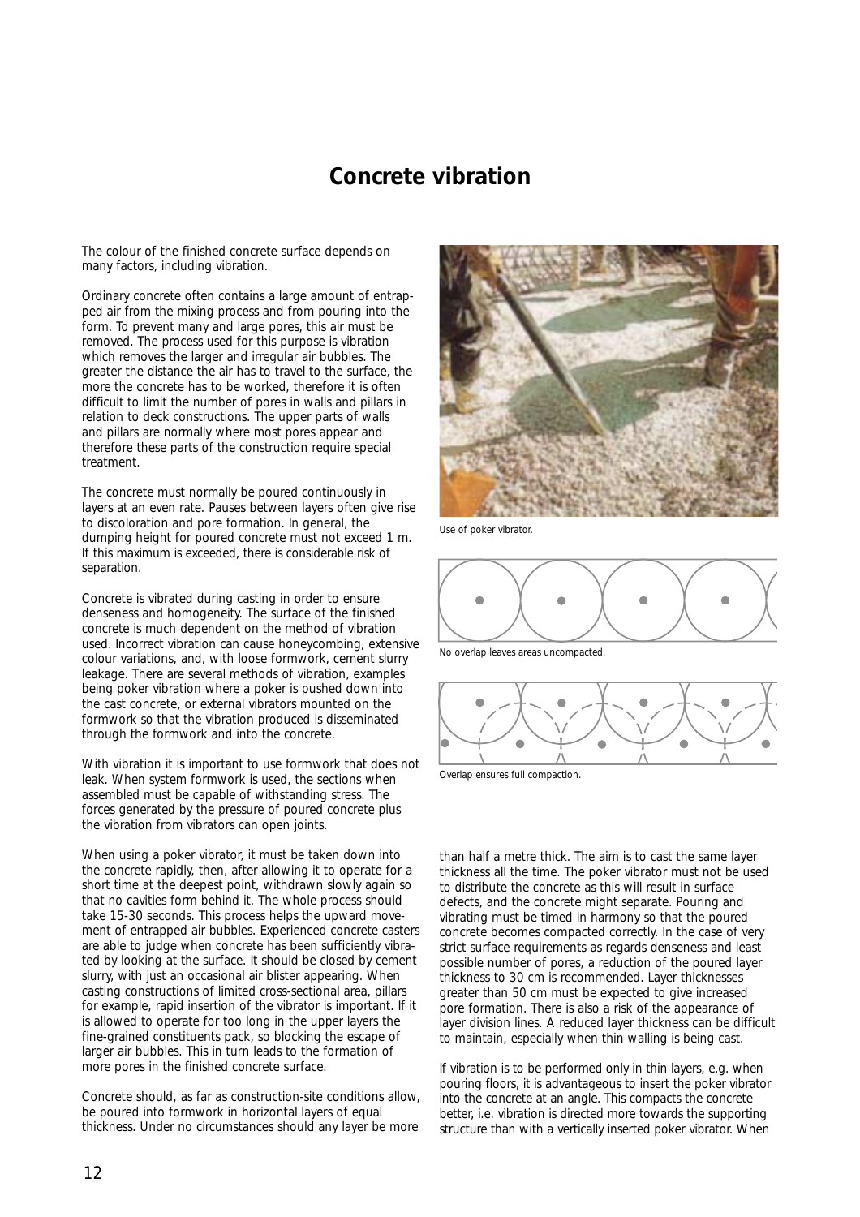# Concrete vibration

The colour of the finished concrete surface depends on many factors, including vibration.

Ordinary concrete often contains a large amount of entrapped air from the mixing process and from pouring into the form. To prevent many and large pores, this air must be removed. The process used for this purpose is vibration which removes the larger and irregular air bubbles. The greater the distance the air has to travel to the surface, the more the concrete has to be worked, therefore it is often difficult to limit the number of pores in walls and pillars in relation to deck constructions. The upper parts of walls and pillars are normally where most pores appear and therefore these parts of the construction require special treatment.

The concrete must normally be poured continuously in layers at an even rate. Pauses between layers often give rise to discoloration and pore formation. In general, the dumping height for poured concrete must not exceed 1 m. If this maximum is exceeded, there is considerable risk of separation.

Concrete is vibrated during casting in order to ensure denseness and homogeneity. The surface of the finished concrete is much dependent on the method of vibration used. Incorrect vibration can cause honeycombing, extensive colour variations, and, with loose formwork, cement slurry leakage. There are several methods of vibration, examples being poker vibration where a poker is pushed down into the cast concrete, or external vibrators mounted on the formwork so that the vibration produced is disseminated through the formwork and into the concrete.

With vibration it is important to use formwork that does not leak. When system formwork is used, the sections when assembled must be capable of withstanding stress. The forces generated by the pressure of poured concrete plus the vibration from vibrators can open joints.

When using a poker vibrator, it must be taken down into the concrete rapidly, then, after allowing it to operate for a short time at the deepest point, withdrawn slowly again so that no cavities form behind it. The whole process should take 15-30 seconds. This process helps the upward movement of entrapped air bubbles. Experienced concrete casters are able to judge when concrete has been sufficiently vibrated by looking at the surface. It should be closed by cement slurry, with just an occasional air blister appearing. When casting constructions of limited cross-sectional area, pillars for example, rapid insertion of the vibrator is important. If it is allowed to operate for too long in the upper layers the fine-grained constituents pack, so blocking the escape of larger air bubbles. This in turn leads to the formation of more pores in the finished concrete surface.

Concrete should, as far as construction-site conditions allow, be poured into formwork in horizontal layers of equal thickness. Under no circumstances should any layer be more than half a metre thick. The aim is to cast the same layer thickness all the time. The poker vibrator must not be used to distribute the concrete as this will result in surface defects, and the concrete might separate. Pouring and vibrating must be timed in harmony so that the poured concrete becomes compacted correctly. In the case of very strict surface requirements as regards denseness and least possible number of pores, a reduction of the poured layer thickness to 30 cm is recommended. Layer thicknesses greater than 50 cm must be expected to give increased pore formation. There is also a risk of the appearance of layer division lines. A reduced layer thickness can be difficult to maintain, especially when thin walling is being cast.

If vibration is to be performed only in thin layers, e.g. when pouring floors, it is advantageous to insert the poker vibrator into the concrete at an angle. This compacts the concrete better, i.e. vibration is directed more towards the supporting structure than with a vertically inserted poker vibrator. When

Use of poker vibrator.

No overlap leaves areas uncompacted.

Overlap ensures full compaction.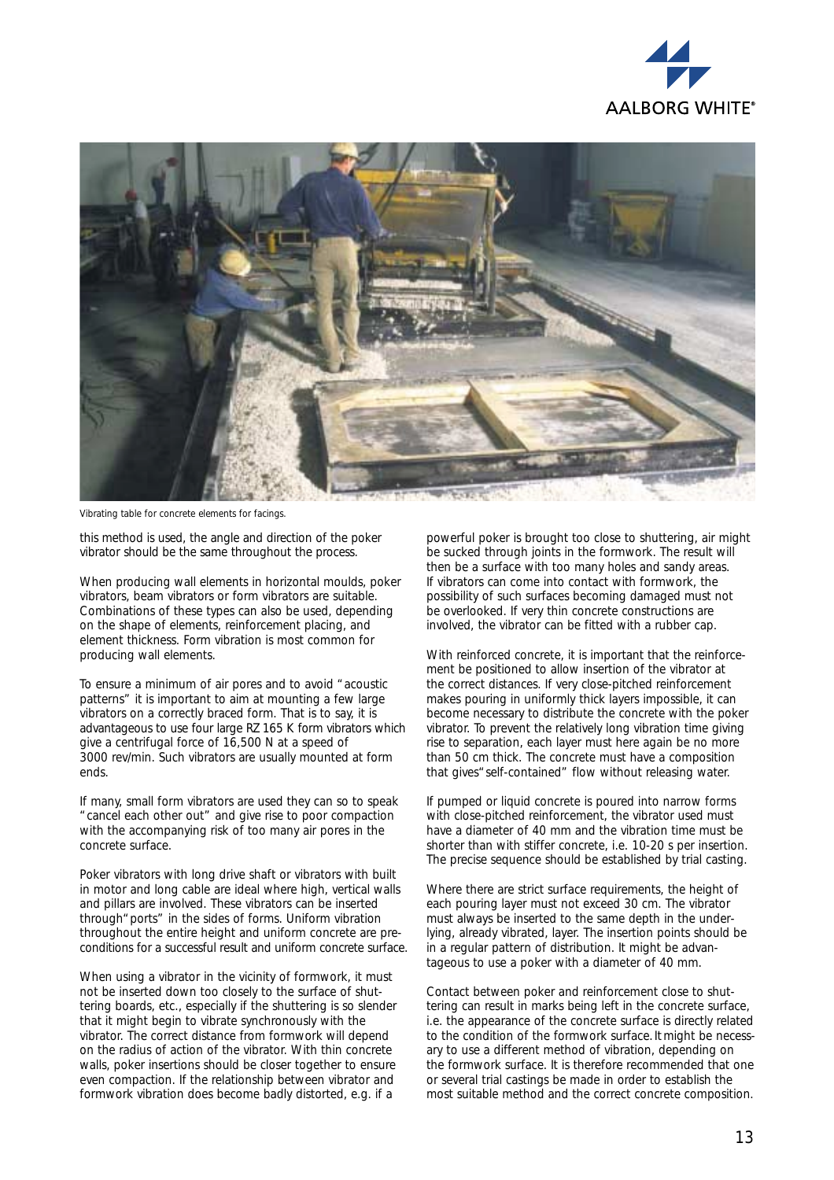Vibrating table for concrete elements for facings.

this method is used, the angle and direction of the poker vibrator should be the same throughout the process.

When producing wall elements in horizontal moulds, poker vibrators, beam vibrators or form vibrators are suitable. Combinations of these types can also be used, depending on the shape of elements, reinforcement placing, and element thickness. Form vibration is most common for producing wall elements.

To ensure a minimum of air pores and to avoid "acoustic patterns" it is important to aim at mounting a few large vibrators on a correctly braced form. That is to say, it is advantageous to use four large RZ 165 K form vibrators which give a centrifugal force of 16,500 N at a speed of 3000 rev/min. Such vibrators are usually mounted at form ends.

If many, small form vibrators are used they can so to speak "cancel each other out" and give rise to poor compaction with the accompanying risk of too many air pores in the concrete surface.

Poker vibrators with long drive shaft or vibrators with built in motor and long cable are ideal where high, vertical walls and pillars are involved. These vibrators can be inserted through "ports" in the sides of forms. Uniform vibration throughout the entire height and uniform concrete are preconditions for a successful result and uniform concrete surface.

When using a vibrator in the vicinity of formwork, it must not be inserted down too closely to the surface of shuttering boards, etc., especially if the shuttering is so slender that it might begin to vibrate synchronously with the vibrator. The correct distance from formwork will depend on the radius of action of the vibrator. With thin concrete walls, poker insertions should be closer together to ensure even compaction. If the relationship between vibrator and formwork vibration does become badly distorted, e.g. if a powerful poker is brought too close to shuttering, air might be sucked through joints in the formwork. The result will then be a surface with too many holes and sandy areas. If vibrators can come into contact with formwork, the possibility of such surfaces becoming damaged must not be overlooked. If very thin concrete constructions are involved, the vibrator can be fitted with a rubber cap.

With reinforced concrete, it is important that the reinforcement be positioned to allow insertion of the vibrator at the correct distances. If very close-pitched reinforcement makes pouring in uniformly thick layers impossible, it can become necessary to distribute the concrete with the poker vibrator. To prevent the relatively long vibration time giving rise to separation, each layer must here again be no more than 50 cm thick. The concrete must have a composition that gives "self-contained" flow without releasing water.

If pumped or liquid concrete is poured into narrow forms with close-pitched reinforcement, the vibrator used must have a diameter of 40 mm and the vibration time must be shorter than with stiffer concrete, i.e. 10-20 s per insertion. The precise sequence should be established by trial casting.

Where there are strict surface requirements, the height of each pouring layer must not exceed 30 cm. The vibrator must always be inserted to the same depth in the underlying, already vibrated, layer. The insertion points should be in a regular pattern of distribution. It might be advantageous to use a poker with a diameter of 40 mm.

Contact between poker and reinforcement close to shuttering can result in marks being left in the concrete surface, i.e. the appearance of the concrete surface is directly related to the condition of the formwork surface. It might be necessary to use a different method of vibration, depending on the formwork surface. It is therefore recommended that one or several trial castings be made in order to establish the most suitable method and the correct concrete composition.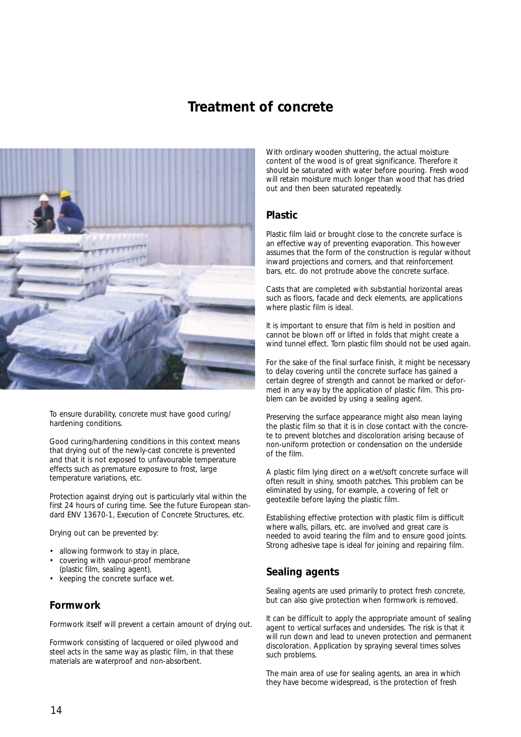# Treatment of concrete

To ensure durability, concrete must have good curing/hardening conditions.

Good curing/hardening conditions in this context means that drying out of the newly-cast concrete is prevented and that it is not exposed to unfavourable temperature effects such as premature exposure to frost, large temperature variations, etc.

Protection against drying out is particularly vital within the first 24 hours of curing time. See the future European standard ENV 13670-1, Execution of Concrete Structures, etc.

Drying out can be prevented by:

- allowing formwork to stay in place,
- covering with vapour-proof membrane (plastic film, sealing agent),
- keeping the concrete surface wet.

## Formwork

Formwork itself will prevent a certain amount of drying out.

Formwork consisting of lacquered or oiled plywood and steel acts in the same way as plastic film, in that these materials are waterproof and non-absorbent.

With ordinary wooden shuttering, the actual moisture content of the wood is of great significance. Therefore it should be saturated with water before pouring. Fresh wood will retain moisture much longer than wood that has dried out and then been saturated repeatedly.

## Plastic

Plastic film laid or brought close to the concrete surface is an effective way of preventing evaporation. This however assumes that the form of the construction is regular without inward projections and corners, and that reinforcement bars, etc. do not protrude above the concrete surface.

Casts that are completed with substantial horizontal areas such as floors, facade and deck elements, are applications where plastic film is ideal.

It is important to ensure that film is held in position and cannot be blown off or lifted in folds that might create a wind tunnel effect. Torn plastic film should not be used again.

For the sake of the final surface finish, it might be necessary to delay covering until the concrete surface has gained a certain degree of strength and cannot be marked or deformed in any way by the application of plastic film. This problem can be avoided by using a sealing agent.

Preserving the surface appearance might also mean laying the plastic film so that it is in close contact with the concrete to prevent blotches and discoloration arising because of non-uniform protection or condensation on the underside of the film.

A plastic film lying direct on a wet/soft concrete surface will often result in shiny, smooth patches. This problem can be eliminated by using, for example, a covering of felt or geotextile before laying the plastic film.

Establishing effective protection with plastic film is difficult where walls, pillars, etc. are involved and great care is needed to avoid tearing the film and to ensure good joints. Strong adhesive tape is ideal for joining and repairing film.

## Sealing agents

Sealing agents are used primarily to protect fresh concrete, but can also give protection when formwork is removed.

It can be difficult to apply the appropriate amount of sealing agent to vertical surfaces and undersides. The risk is that it will run down and lead to uneven protection and permanent discoloration. Application by spraying several times solves such problems.

The main area of use for sealing agents, an area in which they have become widespread, is the protection of fresh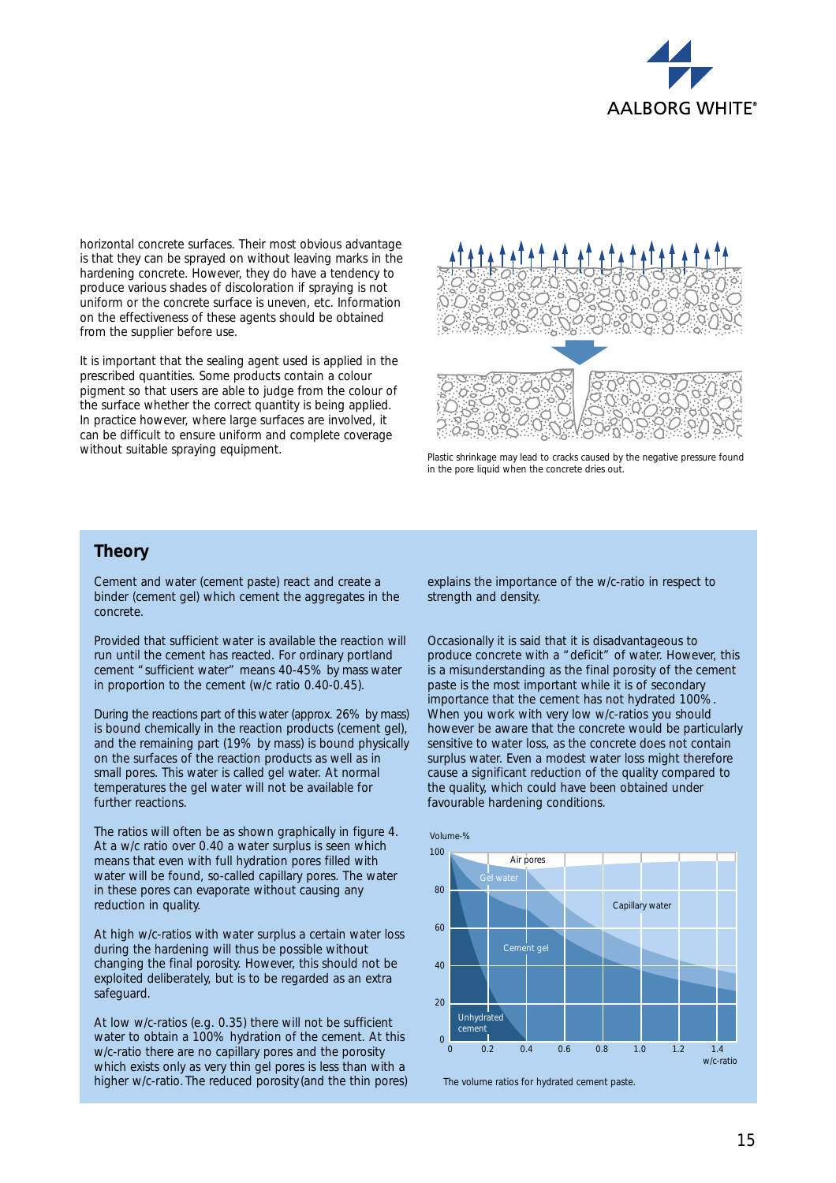horizontal concrete surfaces. Their most obvious advantage is that they can be sprayed on without leaving marks in the hardening concrete. However, they do have a tendency to produce various shades of discoloration if spraying is not uniform or the concrete surface is uneven, etc. Information on the effectiveness of these agents should be obtained from the supplier before use.

It is important that the sealing agent used is applied in the prescribed quantities. Some products contain a colour pigment so that users are able to judge from the colour of the surface whether the correct quantity is being applied. In practice however, where large surfaces are involved, it can be difficult to ensure uniform and complete coverage without suitable spraying equipment.

Plastic shrinkage may lead to cracks caused by the negative pressure found in the pore liquid when the concrete dries out.

## Theory

Cement and water (cement paste) react and create a binder (cement gel) which cement the aggregates in the concrete.

Provided that sufficient water is available the reaction will run until the cement has reacted. For ordinary portland cement "sufficient water" means 40-45% by mass water in proportion to the cement (w/c ratio 0.40-0.45).

During the reactions part of this water (approx. 26% by mass) is bound chemically in the reaction products (cement gel), and the remaining part (19% by mass) is bound physically on the surfaces of the reaction products as well as in small pores. This water is called gel water. At normal temperatures the gel water will not be available for further reactions.

The ratios will often be as shown graphically in figure 4. At a w/c ratio over 0.40 a water surplus is seen which means that even with full hydration pores filled with water will be found, so-called capillary pores. The water in these pores can evaporate without causing any reduction in quality.

At high w/c-ratios with water surplus a certain water loss during the hardening will thus be possible without changing the final porosity. However, this should not be exploited deliberately, but is to be regarded as an extra safeguard.

At low w/c-ratios (e.g. 0.35) there will not be sufficient water to obtain a 100% hydration of the cement. At this w/c-ratio there are no capillary pores and the porosity which exists only as very thin gel pores is less than with a higher w/c-ratio. The reduced porosity (and the thin pores) explains the importance of the w/c-ratio in respect to strength and density.

Occasionally it is said that it is disadvantageous to produce concrete with a "deficit" of water. However, this is a misunderstanding as the final porosity of the cement paste is the most important while it is of secondary importance that the cement has not hydrated 100%. When you work with very low w/c-ratios you should however be aware that the concrete would be particularly sensitive to water loss, as the concrete does not contain surplus water. Even a modest water loss might therefore cause a significant reduction of the quality compared to the quality, which could have been obtained under favourable hardening conditions.

The volume ratios for hydrated cement paste.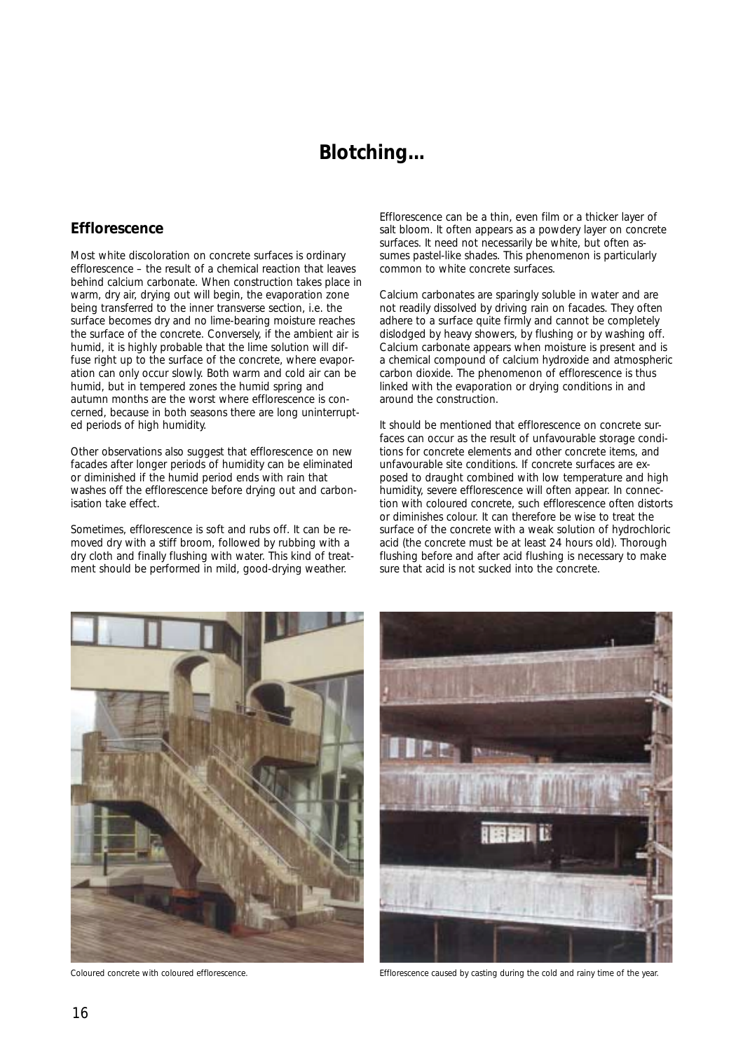# Blotching...

## Efflorescence

Most white discoloration on concrete surfaces is ordinary efflorescence – the result of a chemical reaction that leaves behind calcium carbonate. When construction takes place in warm, dry air, drying out will begin, the evaporation zone being transferred to the inner transverse section, i.e. the surface becomes dry and no lime-bearing moisture reaches the surface of the concrete. Conversely, if the ambient air is humid, it is highly probable that the lime solution will diffuse right up to the surface of the concrete, where evaporation can only occur slowly. Both warm and cold air can be humid, but in tempered zones the humid spring and autumn months are the worst where efflorescence is concerned, because in both seasons there are long uninterrupted periods of high humidity.

Other observations also suggest that efflorescence on new facades after longer periods of humidity can be eliminated or diminished if the humid period ends with rain that washes off the efflorescence before drying out and carbonisation take effect.

Sometimes, efflorescence is soft and rubs off. It can be removed dry with a stiff broom, followed by rubbing with a dry cloth and finally flushing with water. This kind of treatment should be performed in mild, good-drying weather.

Efflorescence can be a thin, even film or a thicker layer of salt bloom. It often appears as a powdery layer on concrete surfaces. It need not necessarily be white, but often assumes pastel-like shades. This phenomenon is particularly common to white concrete surfaces.

Calcium carbonates are sparingly soluble in water and are not readily dissolved by driving rain on facades. They often adhere to a surface quite firmly and cannot be completely dislodged by heavy showers, by flushing or by washing off. Calcium carbonate appears when moisture is present and is a chemical compound of calcium hydroxide and atmospheric carbon dioxide. The phenomenon of efflorescence is thus linked with the evaporation or drying conditions in and around the construction.

It should be mentioned that efflorescence on concrete surfaces can occur as the result of unfavourable storage conditions for concrete elements and other concrete items, and unfavourable site conditions. If concrete surfaces are exposed to draught combined with low temperature and high humidity, severe efflorescence will often appear. In connection with coloured concrete, such efflorescence often distorts or diminishes colour. It can therefore be wise to treat the surface of the concrete with a weak solution of hydrochloric acid (the concrete must be at least 24 hours old). Thorough flushing before and after acid flushing is necessary to make sure that acid is not sucked into the concrete.

Coloured concrete with coloured efflorescence.

Efflorescence caused by casting during the cold and rainy time of the year.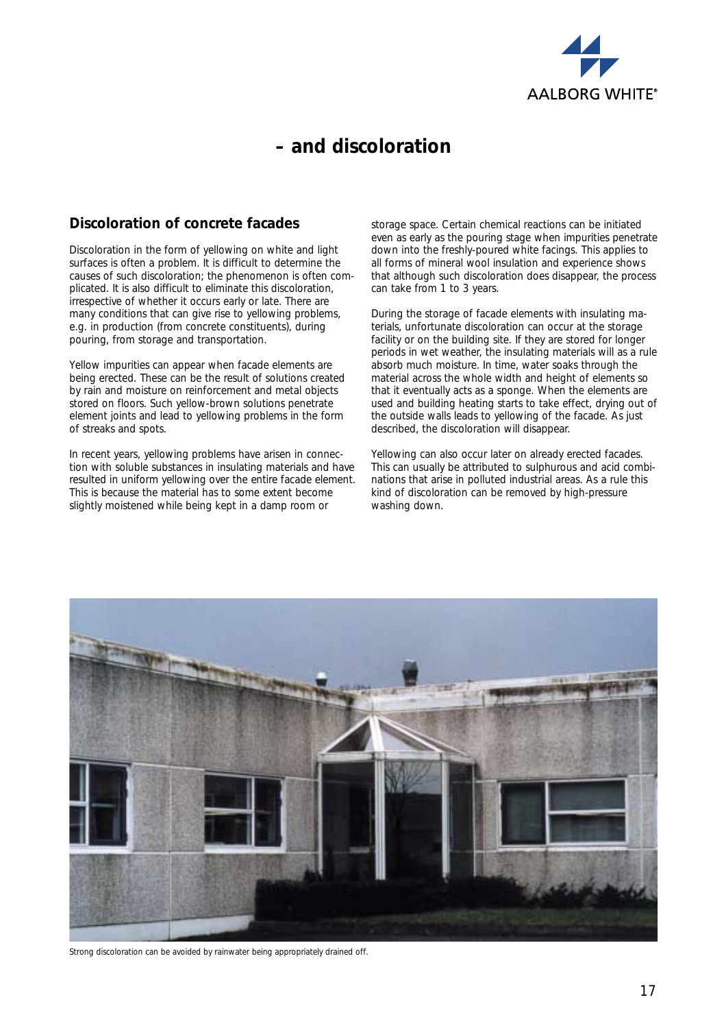# – and discoloration

## Discoloration of concrete facades

Discoloration in the form of yellowing on white and light surfaces is often a problem. It is difficult to determine the causes of such discoloration; the phenomenon is often complicated. It is also difficult to eliminate this discoloration, irrespective of whether it occurs early or late. There are many conditions that can give rise to yellowing problems, e.g. in production (from concrete constituents), during pouring, from storage and transportation.

Yellow impurities can appear when facade elements are being erected. These can be the result of solutions created by rain and moisture on reinforcement and metal objects stored on floors. Such yellow-brown solutions penetrate element joints and lead to yellowing problems in the form of streaks and spots.

In recent years, yellowing problems have arisen in connection with soluble substances in insulating materials and have resulted in uniform yellowing over the entire facade element. This is because the material has to some extent become slightly moistened while being kept in a damp room or storage space. Certain chemical reactions can be initiated even as early as the pouring stage when impurities penetrate down into the freshly-poured white facings. This applies to all forms of mineral wool insulation and experience shows that although such discoloration does disappear, the process can take from 1 to 3 years.

During the storage of facade elements with insulating materials, unfortunate discoloration can occur at the storage facility or on the building site. If they are stored for longer periods in wet weather, the insulating materials will as a rule absorb much moisture. In time, water soaks through the material across the whole width and height of elements so that it eventually acts as a sponge. When the elements are used and building heating starts to take effect, drying out of the outside walls leads to yellowing of the facade. As just described, the discoloration will disappear.

Yellowing can also occur later on already erected facades. This can usually be attributed to sulphurous and acid combinations that arise in polluted industrial areas. As a rule this kind of discoloration can be removed by high-pressure washing down.

Strong discoloration can be avoided by rainwater being appropriately drained off.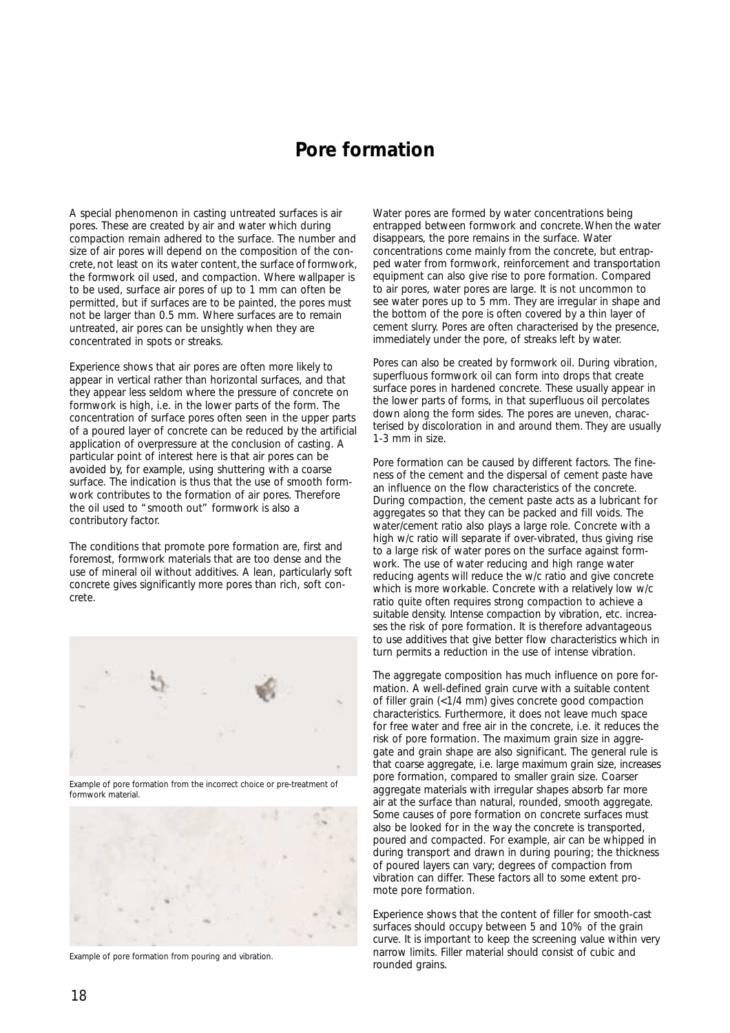# Pore formation

A special phenomenon in casting untreated surfaces is air pores. These are created by air and water which during compaction remain adhered to the surface. The number and size of air pores will depend on the composition of the concrete, not least on its water content, the surface of formwork, the formwork oil used, and compaction. Where wallpaper is to be used, surface air pores of up to 1 mm can often be permitted, but if surfaces are to be painted, the pores must not be larger than 0.5 mm. Where surfaces are to remain untreated, air pores can be unsightly when they are concentrated in spots or streaks.

Experience shows that air pores are often more likely to appear in vertical rather than horizontal surfaces, and that they appear less seldom where the pressure of concrete on formwork is high, i.e. in the lower parts of the form. The concentration of surface pores often seen in the upper parts of a poured layer of concrete can be reduced by the artificial application of overpressure at the conclusion of casting. A particular point of interest here is that air pores can be avoided by, for example, using shuttering with a coarse surface. The indication is thus that the use of smooth formwork contributes to the formation of air pores. Therefore the oil used to "smooth out" formwork is also a contributory factor.

The conditions that promote pore formation are, first and foremost, formwork materials that are too dense and the use of mineral oil without additives. A lean, particularly soft concrete gives significantly more pores than rich, soft concrete.

Example of pore formation from the incorrect choice or pre-treatment of formwork material.

Example of pore formation from pouring and vibration.

Water pores are formed by water concentrations being entrapped between formwork and concrete. When the water disappears, the pore remains in the surface. Water concentrations come mainly from the concrete, but entrapped water from formwork, reinforcement and transportation equipment can also give rise to pore formation. Compared to air pores, water pores are large. It is not uncommon to see water pores up to 5 mm. They are irregular in shape and the bottom of the pore is often covered by a thin layer of cement slurry. Pores are often characterised by the presence, immediately under the pore, of streaks left by water.

Pores can also be created by formwork oil. During vibration, superfluous formwork oil can form into drops that create surface pores in hardened concrete. These usually appear in the lower parts of forms, in that superfluous oil percolates down along the form sides. The pores are uneven, characterised by discoloration in and around them. They are usually 1-3 mm in size.

Pore formation can be caused by different factors. The fineness of the cement and the dispersal of cement paste have an influence on the flow characteristics of the concrete. During compaction, the cement paste acts as a lubricant for aggregates so that they can be packed and fill voids. The water/cement ratio also plays a large role. Concrete with a high w/c ratio will separate if over-vibrated, thus giving rise to a large risk of water pores on the surface against formwork. The use of water reducing and high range water reducing agents will reduce the w/c ratio and give concrete which is more workable. Concrete with a relatively low w/c ratio quite often requires strong compaction to achieve a suitable density. Intense compaction by vibration, etc. increases the risk of pore formation. It is therefore advantageous to use additives that give better flow characteristics which in turn permits a reduction in the use of intense vibration.

The aggregate composition has much influence on pore formation. A well-defined grain curve with a suitable content of filler grain (<1/4 mm) gives concrete good compaction characteristics. Furthermore, it does not leave much space for free water and free air in the concrete, i.e. it reduces the risk of pore formation. The maximum grain size in aggregate and grain shape are also significant. The general rule is that coarse aggregate, i.e. large maximum grain size, increases pore formation, compared to smaller grain size. Coarser aggregate materials with irregular shapes absorb far more air at the surface than natural, rounded, smooth aggregate. Some causes of pore formation on concrete surfaces must also be looked for in the way the concrete is transported, poured and compacted. For example, air can be whipped in during transport and drawn in during pouring; the thickness of poured layers can vary; degrees of compaction from vibration can differ. These factors all to some extent promote pore formation.

Experience shows that the content of filler for smooth-cast surfaces should occupy between 5 and 10% of the grain curve. It is important to keep the screening value within very narrow limits. Filler material should consist of cubic and rounded grains.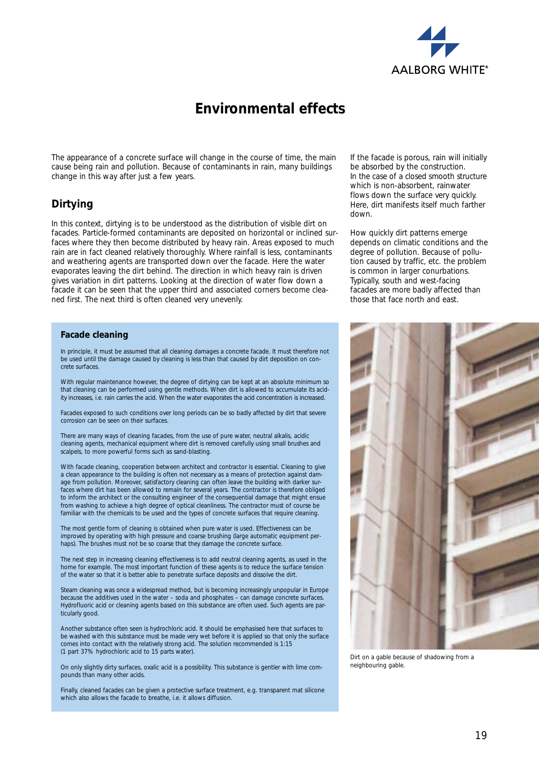# Environmental effects

The appearance of a concrete surface will change in the course of time, the main cause being rain and pollution. Because of contaminants in rain, many buildings change in this way after just a few years.

## Dirtying

In this context, dirtying is to be understood as the distribution of visible dirt on facades. Particle-formed contaminants are deposited on horizontal or inclined surfaces where they then become distributed by heavy rain. Areas exposed to much rain are in fact cleaned relatively thoroughly. Where rainfall is less, contaminants and weathering agents are transported down over the facade. Here the water evaporates leaving the dirt behind. The direction in which heavy rain is driven gives variation in dirt patterns. Looking at the direction of water flow down a facade it can be seen that the upper third and associated corners become cleaned first. The next third is often cleaned very unevenly.

If the facade is porous, rain will initially be absorbed by the construction. In the case of a closed smooth structure which is non-absorbent, rainwater flows down the surface very quickly. Here, dirt manifests itself much farther down.

How quickly dirt patterns emerge depends on climatic conditions and the degree of pollution. Because of pollution caused by traffic, etc. the problem is common in larger conurbations. Typically, south and west-facing facades are more badly affected than those that face north and east.

### Facade cleaning

In principle, it must be assumed that all cleaning damages a concrete facade. It must therefore not be used until the damage caused by cleaning is less than that caused by dirt deposition on concrete surfaces.

With regular maintenance however, the degree of dirtying can be kept at an absolute minimum so that cleaning can be performed using gentle methods. When dirt is allowed to accumulate its acidity increases, i.e. rain carries the acid. When the water evaporates the acid concentration is increased.

Facades exposed to such conditions over long periods can be so badly affected by dirt that severe corrosion can be seen on their surfaces.

There are many ways of cleaning facades, from the use of pure water, neutral alkalis, acidic cleaning agents, mechanical equipment where dirt is removed carefully using small brushes and scalpels, to more powerful forms such as sand-blasting.

With facade cleaning, cooperation between architect and contractor is essential. Cleaning to give a clean appearance to the building is often not necessary as a means of protection against damage from pollution. Moreover, satisfactory cleaning can often leave the building with darker surfaces where dirt has been allowed to remain for several years. The contractor is therefore obliged to inform the architect or the consulting engineer of the consequential damage that might ensue from washing to achieve a high degree of optical cleanliness. The contractor must of course be familiar with the chemicals to be used and the types of concrete surfaces that require cleaning.

The most gentle form of cleaning is obtained when pure water is used. Effectiveness can be improved by operating with high pressure and coarse brushing (large automatic equipment perhaps). The brushes must not be so coarse that they damage the concrete surface.

The next step in increasing cleaning effectiveness is to add neutral cleaning agents, as used in the home for example. The most important function of these agents is to reduce the surface tension of the water so that it is better able to penetrate surface deposits and dissolve the dirt.

Steam cleaning was once a widespread method, but is becoming increasingly unpopular in Europe because the additives used in the water – soda and phosphates – can damage concrete surfaces. Hydrofluoric acid or cleaning agents based on this substance are often used. Such agents are particularly good.

Another substance often seen is hydrochloric acid. It should be emphasised here that surfaces to be washed with this substance must be made very wet before it is applied so that only the surface comes into contact with the relatively strong acid. The solution recommended is 1:15 (1 part 37% hydrochloric acid to 15 parts water).

On only slightly dirty surfaces, oxalic acid is a possibility. This substance is gentler with lime compounds than many other acids.

Finally, cleaned facades can be given a protective surface treatment, e.g. transparent mat silicone which also allows the facade to breathe, i.e. it allows diffusion.

Dirt on a gable because of shadowing from a neighbouring gable.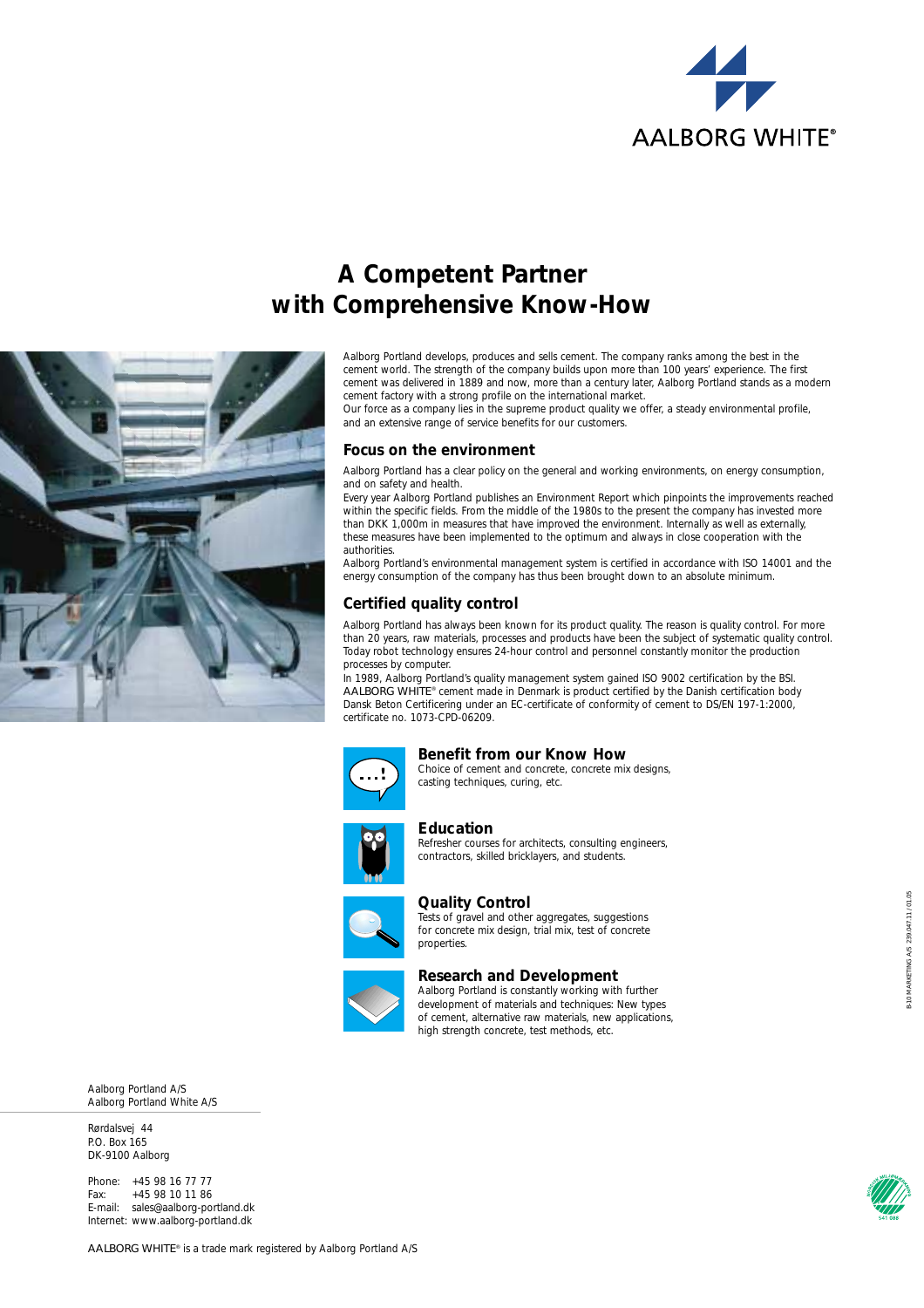AALBORG WHITE®

# A Competent Partner with Comprehensive Know-How

Aalborg Portland develops, produces and sells cement. The company ranks among the best in the cement world. The strength of the company builds upon more than 100 years' experience. The first cement was delivered in 1889 and now, more than a century later, Aalborg Portland stands as a modern cement factory with a strong profile on the international market.
Our force as a company lies in the supreme product quality we offer, a steady environmental profile, and an extensive range of service benefits for our customers.

## Focus on the environment

Aalborg Portland has a clear policy on the general and working environments, on energy consumption, and on safety and health.
Every year Aalborg Portland publishes an Environment Report which pinpoints the improvements reached within the specific fields. From the middle of the 1980s to the present the company has invested more than DKK 1,000m in measures that have improved the environment. Internally as well as externally, these measures have been implemented to the optimum and always in close cooperation with the authorities.
Aalborg Portland's environmental management system is certified in accordance with ISO 14001 and the energy consumption of the company has thus been brought down to an absolute minimum.

## Certified quality control

Aalborg Portland has always been known for its product quality. The reason is quality control. For more than 20 years, raw materials, processes and products have been the subject of systematic quality control. Today robot technology ensures 24-hour control and personnel constantly monitor the production processes by computer.
In 1989, Aalborg Portland's quality management system gained ISO 9002 certification by the BSI. AALBORG WHITE® cement made in Denmark is product certified by the Danish certification body Dansk Beton Certificering under an EC-certificate of conformity of cement to DS/EN 197-1:2000, certificate no. 1073-CPD-06209.

### Benefit from our Know How

Choice of cement and concrete, concrete mix designs, casting techniques, curing, etc.

### Education

Refresher courses for architects, consulting engineers, contractors, skilled bricklayers, and students.

### Quality Control

Tests of gravel and other aggregates, suggestions for concrete mix design, trial mix, test of concrete properties.

### Research and Development

Aalborg Portland is constantly working with further development of materials and techniques: New types of cement, alternative raw materials, new applications, high strength concrete, test methods, etc.

Aalborg Portland A/S
Aalborg Portland White A/S

Rørdalsvej 44
P.O. Box 165
DK-9100 Aalborg

Phone: +45 98 16 77 77
Fax: +45 98 10 11 86
E-mail: sales@aalborg-portland.dk
Internet: www.aalborg-portland.dk

AALBORG WHITE® is a trade mark registered by Aalborg Portland A/S

B-10 MARKETING A/S 239.047.11 / 01.05